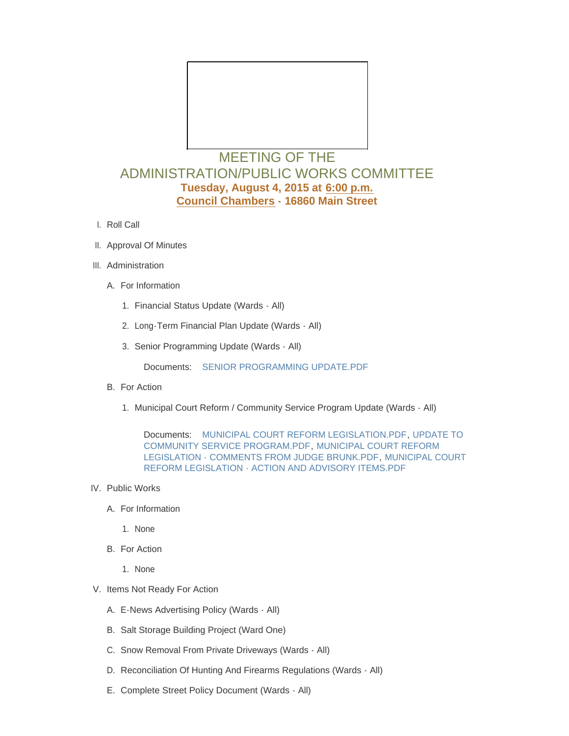# MEETING OF THE ADMINISTRATION/PUBLIC WORKS COMMITTEE

**Tuesday, August 4, 2015 at 6:00 p.m.**
**Council Chambers - 16860 Main Street**

I. Roll Call

II. Approval Of Minutes

III. Administration

   A. For Information

      1. Financial Status Update (Wards - All)

      2. Long-Term Financial Plan Update (Wards - All)

      3. Senior Programming Update (Wards - All)

         Documents: SENIOR PROGRAMMING UPDATE.PDF

   B. For Action

      1. Municipal Court Reform / Community Service Program Update (Wards - All)

         Documents: MUNICIPAL COURT REFORM LEGISLATION.PDF, UPDATE TO COMMUNITY SERVICE PROGRAM.PDF, MUNICIPAL COURT REFORM LEGISLATION - COMMENTS FROM JUDGE BRUNK.PDF, MUNICIPAL COURT REFORM LEGISLATION - ACTION AND ADVISORY ITEMS.PDF

IV. Public Works

   A. For Information

      1. None

   B. For Action

      1. None

V. Items Not Ready For Action

   A. E-News Advertising Policy (Wards - All)

   B. Salt Storage Building Project (Ward One)

   C. Snow Removal From Private Driveways (Wards - All)

   D. Reconciliation Of Hunting And Firearms Regulations (Wards - All)

   E. Complete Street Policy Document (Wards - All)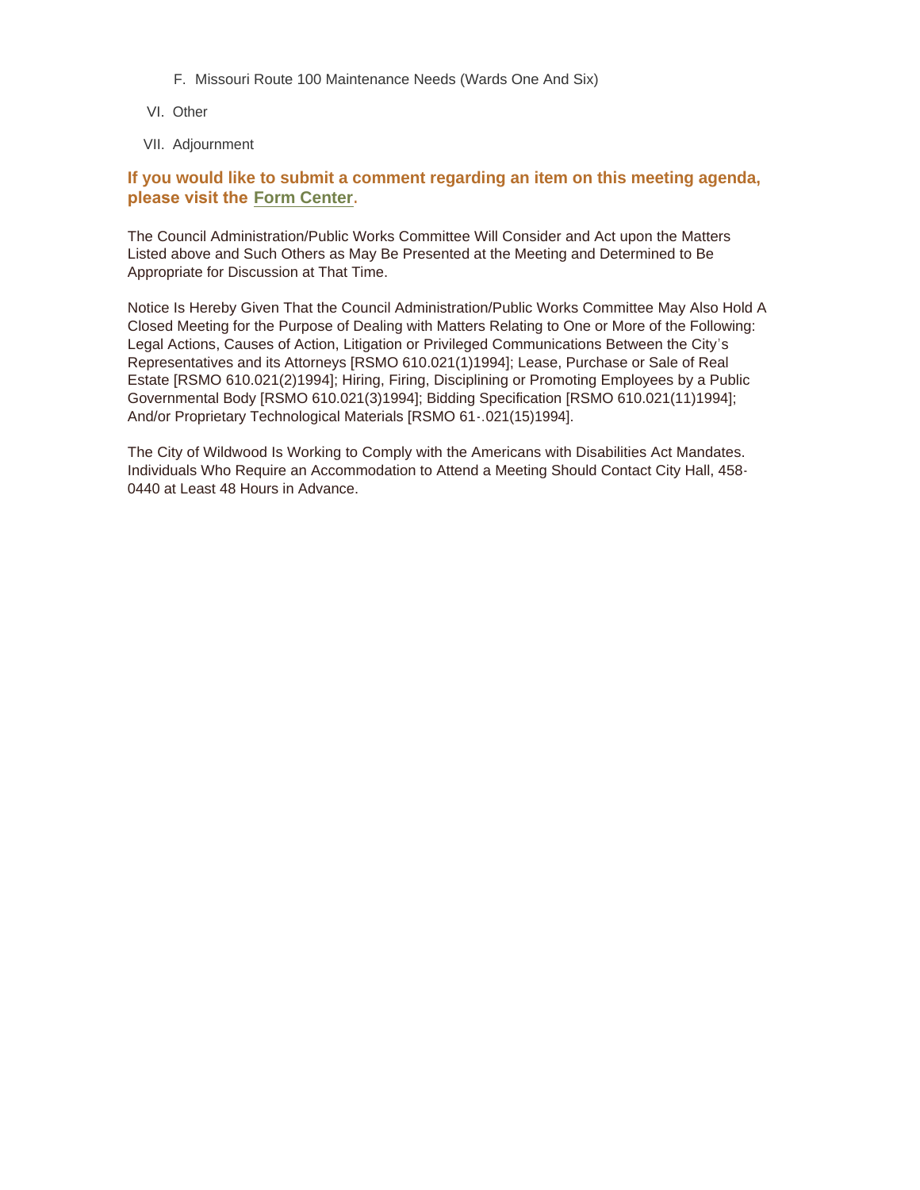F. Missouri Route 100 Maintenance Needs (Wards One And Six)

VI. Other

VII. Adjournment

**If you would like to submit a comment regarding an item on this meeting agenda, please visit the Form Center.**

The Council Administration/Public Works Committee Will Consider and Act upon the Matters Listed above and Such Others as May Be Presented at the Meeting and Determined to Be Appropriate for Discussion at That Time.

Notice Is Hereby Given That the Council Administration/Public Works Committee May Also Hold A Closed Meeting for the Purpose of Dealing with Matters Relating to One or More of the Following: Legal Actions, Causes of Action, Litigation or Privileged Communications Between the City's Representatives and its Attorneys [RSMO 610.021(1)1994]; Lease, Purchase or Sale of Real Estate [RSMO 610.021(2)1994]; Hiring, Firing, Disciplining or Promoting Employees by a Public Governmental Body [RSMO 610.021(3)1994]; Bidding Specification [RSMO 610.021(11)1994]; And/or Proprietary Technological Materials [RSMO 61-.021(15)1994].

The City of Wildwood Is Working to Comply with the Americans with Disabilities Act Mandates. Individuals Who Require an Accommodation to Attend a Meeting Should Contact City Hall, 458-0440 at Least 48 Hours in Advance.